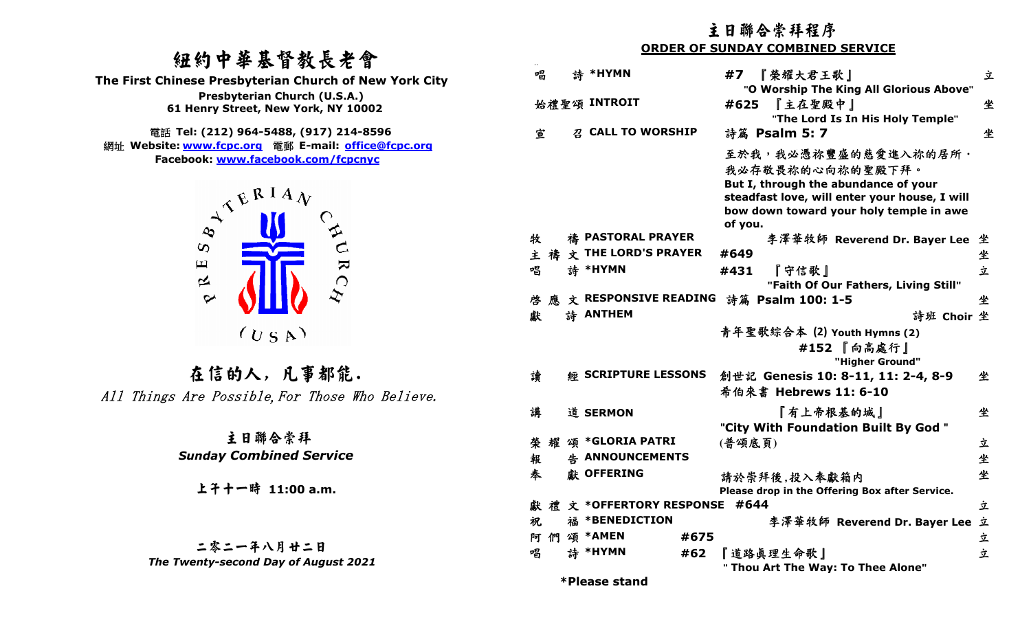# 紐約中華基督教長老會

**The First Chinese Presbyterian Church of New York City**

**Presbyterian Church (U.S.A.)**

**61 Henry Street, New York, NY 10002**

電話 **Tel: (212) 964-5488, (917) 214-8596**

網址 **Website: www.fcpc.org** 電郵 **E-mail: office@fcpc.org**

**Facebook: www.facebook.com/fcpcnyc**

PRESBYTERIAN CHURCH (USA)

## 在信的人，凡事都能.

*All Things Are Possible, For Those Who Believe.*

## 主日聯合崇拜

***Sunday Combined Service***

**上午十一時 11:00 a.m.**

**二零二一年八月廿二日**

***The Twenty-second Day of August 2021***

## 主日聯合崇拜程序

**ORDER OF SUNDAY COMBINED SERVICE**

| | | | |
|---|---|---|---|
| 唱詩 | ***HYMN** | **#7** 『榮耀大君王歌』 **"O Worship The King All Glorious Above"** | 立 |
| 始禮聖頌 | **INTROIT** | **#625** 『主在聖殿中』 **"The Lord Is In His Holy Temple"** | 坐 |
| 宣召 | **CALL TO WORSHIP** | 詩篇 **Psalm 5: 7**<br>至於我，我必憑祢豐盛的慈愛進入祢的居所，我必存敬畏祢的心向祢的聖殿下拜。<br>**But I, through the abundance of your steadfast love, will enter your house, I will bow down toward your holy temple in awe of you.** | 坐 |
| 牧禱 | **PASTORAL PRAYER** | 李澤華牧師 **Reverend Dr. Bayer Lee** | 坐 |
| 主禱文 | **THE LORD'S PRAYER** | **#649** | 坐 |
| 唱詩 | ***HYMN** | **#431** 『守信歌』 **"Faith Of Our Fathers, Living Still"** | 立 |
| 啓應文 | **RESPONSIVE READING** | 詩篇 **Psalm 100: 1-5** | 坐 |
| 獻詩 | **ANTHEM** | 詩班 **Choir**<br>青年聖歌綜合本 **(2) Youth Hymns (2)**<br>**#152** 『向高處行』 **"Higher Ground"** | 坐 |
| 讀經 | **SCRIPTURE LESSONS** | 創世記 **Genesis 10: 8-11, 11: 2-4, 8-9**<br>希伯來書 **Hebrews 11: 6-10** | 坐 |
| 講道 | **SERMON** | 『有上帝根基的城』 **"City With Foundation Built By God "** | 坐 |
| 榮耀頌 | ***GLORIA PATRI** | (普頌底頁) | 立 |
| 報告 | **ANNOUNCEMENTS** | | 坐 |
| 奉獻 | **OFFERING** | 請於崇拜後,投入奉獻箱內<br>**Please drop in the Offering Box after Service.** | 坐 |
| 獻禮文 | ***OFFERTORY RESPONSE** | **#644** | 立 |
| 祝福 | ***BENEDICTION** | 李澤華牧師 **Reverend Dr. Bayer Lee** | 立 |
| 阿們頌 | ***AMEN** | **#675** | 立 |
| 唱詩 | ***HYMN** | **#62** 『道路真理生命歌』 **" Thou Art The Way: To Thee Alone"** | 立 |

***Please stand**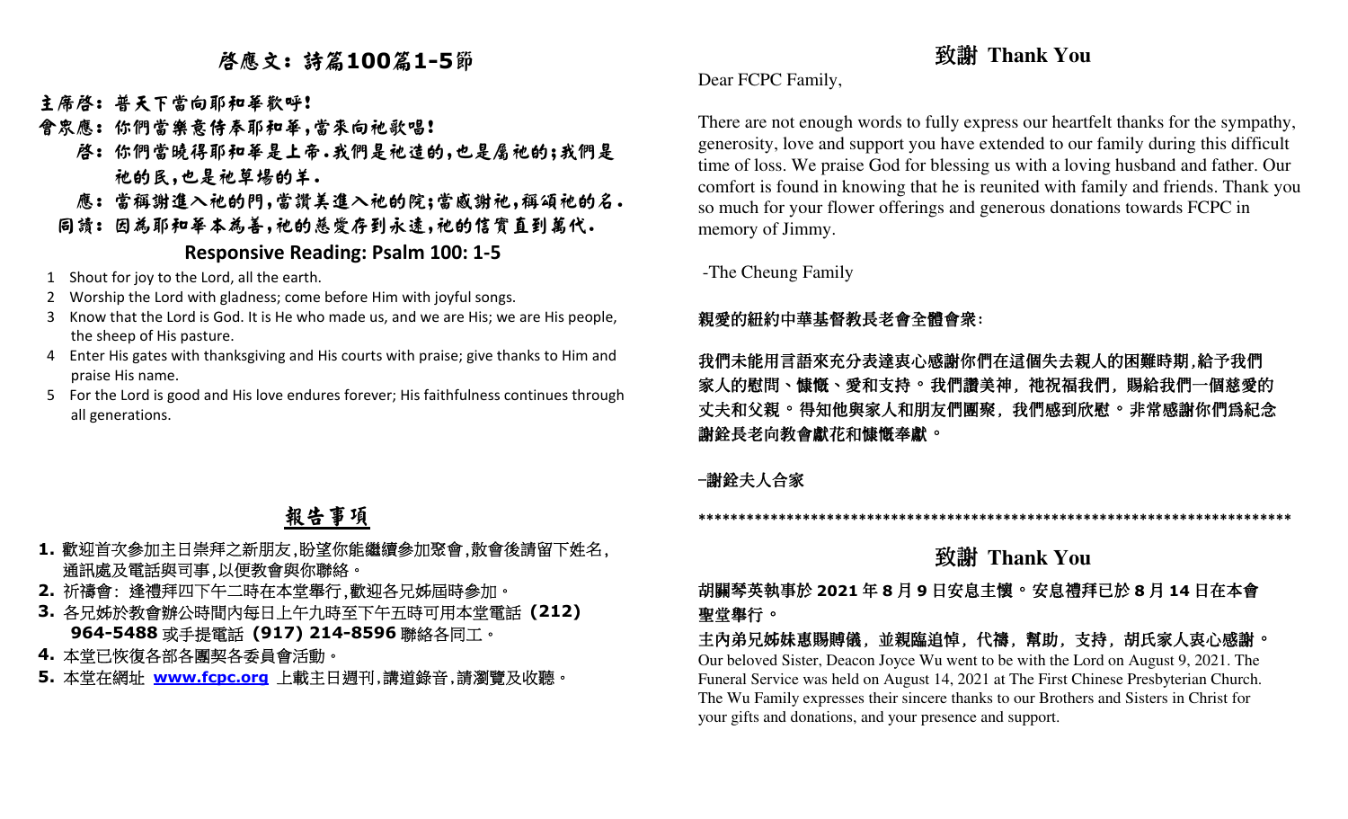## 啟應文：詩篇100篇1-5節

**主席啟：** 普天下當向耶和華歡呼！

**會眾應：** 你們當樂意侍奉耶和華，當來向祂歌唱！

**啟：** 你們當曉得耶和華是上帝。我們是祂造的，也是屬祂的；我們是祂的民，也是祂草場的羊。

**應：** 當稱謝進入祂的門，當讚美進入祂的院；當感謝祂，稱頌祂的名。

**同讀：** 因為耶和華本為善，祂的慈愛存到永遠，祂的信實直到萬代。

### Responsive Reading: Psalm 100: 1-5

1. Shout for joy to the Lord, all the earth.
2. Worship the Lord with gladness; come before Him with joyful songs.
3. Know that the Lord is God. It is He who made us, and we are His; we are His people, the sheep of His pasture.
4. Enter His gates with thanksgiving and His courts with praise; give thanks to Him and praise His name.
5. For the Lord is good and His love endures forever; His faithfulness continues through all generations.

## 報告事項

1. 歡迎首次參加主日崇拜之新朋友，盼望你能繼續參加聚會，散會後請留下姓名，通訊處及電話與司事，以便教會與你聯絡。
2. 祈禱會：逢禮拜四下午二時在本堂舉行，歡迎各兄姊屆時參加。
3. 各兄姊於教會辦公時間內每日上午九時至下午五時可用本堂電話 **(212) 964-5488** 或手提電話 **(917) 214-8596** 聯絡各同工。
4. 本堂已恢復各部各團契各委員會活動。
5. 本堂在網址 **www.fcpc.org** 上載主日週刊，講道錄音，請瀏覽及收聽。

## 致謝 Thank You

Dear FCPC Family,

There are not enough words to fully express our heartfelt thanks for the sympathy, generosity, love and support you have extended to our family during this difficult time of loss. We praise God for blessing us with a loving husband and father. Our comfort is found in knowing that he is reunited with family and friends. Thank you so much for your flower offerings and generous donations towards FCPC in memory of Jimmy.

-The Cheung Family

**親愛的紐約中華基督教長老會全體會衆：**

**我們未能用言語來充分表達衷心感謝你們在這個失去親人的困難時期，給予我們家人的慰問、慷慨、愛和支持。我們讚美神，祂祝福我們，賜給我們一個慈愛的丈夫和父親。得知他與家人和朋友們團聚，我們感到欣慰。非常感謝你們爲紀念謝銓長老向教會獻花和慷慨奉獻。**

**-謝銓夫人合家**

****************************************************************************

## 致謝 Thank You

**胡關琴英執事於 2021 年 8 月 9 日安息主懷。安息禮拜已於 8 月 14 日在本會聖堂舉行。**

**主內弟兄姊妹惠賜賻儀，並親臨追悼，代禱，幫助，支持，胡氏家人衷心感謝。**

Our beloved Sister, Deacon Joyce Wu went to be with the Lord on August 9, 2021. The Funeral Service was held on August 14, 2021 at The First Chinese Presbyterian Church. The Wu Family expresses their sincere thanks to our Brothers and Sisters in Christ for your gifts and donations, and your presence and support.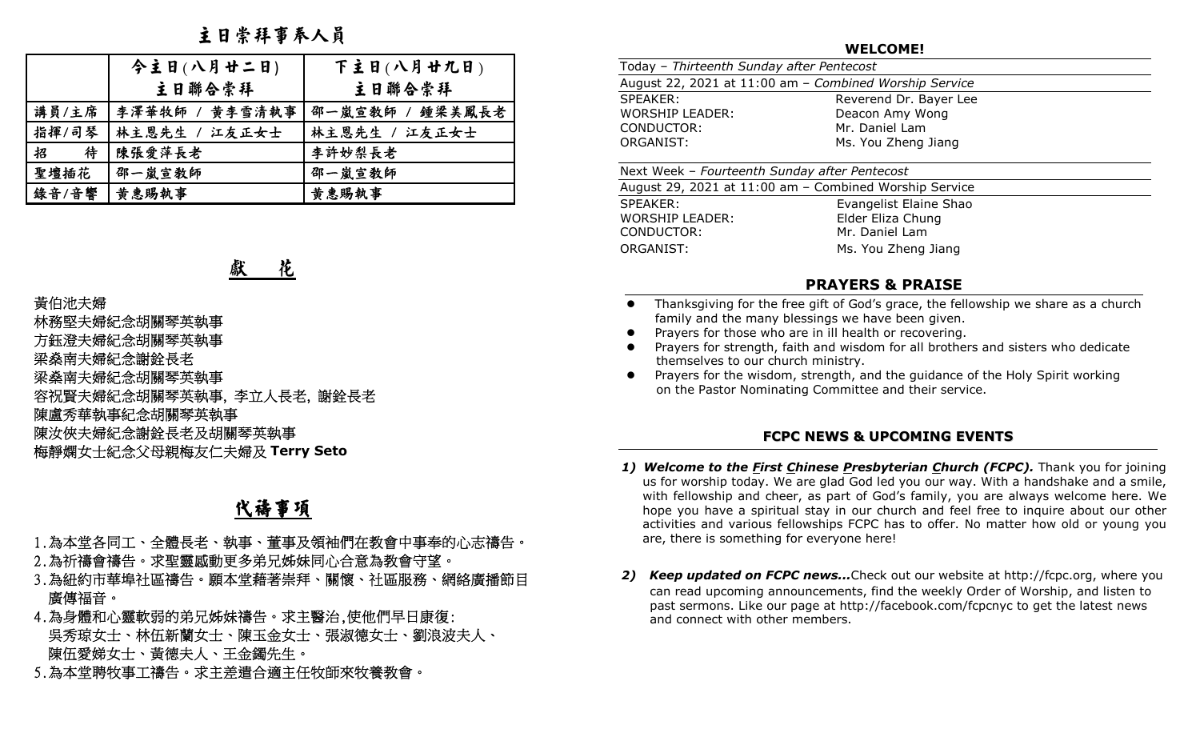# 主日崇拜事奉人員

| | 今主日(八月廿二日) 主日聯合崇拜 | 下主日(八月廿九日) 主日聯合崇拜 |
|---|---|---|
| 講員/主席 | 李澤華牧師 / 黃李雪清執事 | 邵一嵐宣教師 / 鍾梁美鳳長老 |
| 指揮/司琴 | 林主恩先生 / 江友正女士 | 林主恩先生 / 江友正女士 |
| 招　待 | 陳張愛萍長老 | 李許妙梨長老 |
| 聖壇插花 | 邵一嵐宣教師 | 邵一嵐宣教師 |
| 錄音/音響 | 黃惠賜執事 | 黃惠賜執事 |

## 獻　花

黃伯池夫婦
林務堅夫婦紀念胡關琴英執事
方鈺澄夫婦紀念胡關琴英執事
梁桑南夫婦紀念謝銓長老
梁桑南夫婦紀念胡關琴英執事
容祝賢夫婦紀念胡關琴英執事, 李立人長老, 謝銓長老
陳盧秀華執事紀念胡關琴英執事
陳汝俠夫婦紀念謝銓長老及胡關琴英執事
梅靜嫻女士紀念父母親梅友仁夫婦及 **Terry Seto**

## 代禱事項

1. 為本堂各同工、全體長老、執事、董事及領袖們在教會中事奉的心志禱告。
2. 為祈禱會禱告。求聖靈感動更多弟兄姊妹同心合意為教會守望。
3. 為紐約市華埠社區禱告。願本堂藉著崇拜、關懷、社區服務、網絡廣播節目廣傳福音。
4. 為身體和心靈軟弱的弟兄姊妹禱告。求主醫治,使他們早日康復: 吳秀琼女士、林伍新蘭女士、陳玉金女士、張淑德女士、劉浪波夫人、陳伍愛娣女士、黃德夫人、王金鐲先生。
5. 為本堂聘牧事工禱告。求主差遣合適主任牧師來牧養教會。

## WELCOME!

Today – *Thirteenth Sunday after Pentecost*
August 22, 2021 at 11:00 am – *Combined Worship Service*

| | |
|---|---|
| SPEAKER: | Reverend Dr. Bayer Lee |
| WORSHIP LEADER: | Deacon Amy Wong |
| CONDUCTOR: | Mr. Daniel Lam |
| ORGANIST: | Ms. You Zheng Jiang |

Next Week – *Fourteenth Sunday after Pentecost*
August 29, 2021 at 11:00 am – Combined Worship Service

| | |
|---|---|
| SPEAKER: | Evangelist Elaine Shao |
| WORSHIP LEADER: | Elder Eliza Chung |
| CONDUCTOR: | Mr. Daniel Lam |
| ORGANIST: | Ms. You Zheng Jiang |

## PRAYERS & PRAISE

- Thanksgiving for the free gift of God's grace, the fellowship we share as a church family and the many blessings we have been given.
- Prayers for those who are in ill health or recovering.
- Prayers for strength, faith and wisdom for all brothers and sisters who dedicate themselves to our church ministry.
- Prayers for the wisdom, strength, and the guidance of the Holy Spirit working on the Pastor Nominating Committee and their service.

## FCPC NEWS & UPCOMING EVENTS

1) ***Welcome to the First Chinese Presbyterian Church (FCPC).*** Thank you for joining us for worship today. We are glad God led you our way. With a handshake and a smile, with fellowship and cheer, as part of God's family, you are always welcome here. We hope you have a spiritual stay in our church and feel free to inquire about our other activities and various fellowships FCPC has to offer. No matter how old or young you are, there is something for everyone here!

2) ***Keep updated on FCPC news...*** Check out our website at http://fcpc.org, where you can read upcoming announcements, find the weekly Order of Worship, and listen to past sermons. Like our page at http://facebook.com/fcpcnyc to get the latest news and connect with other members.